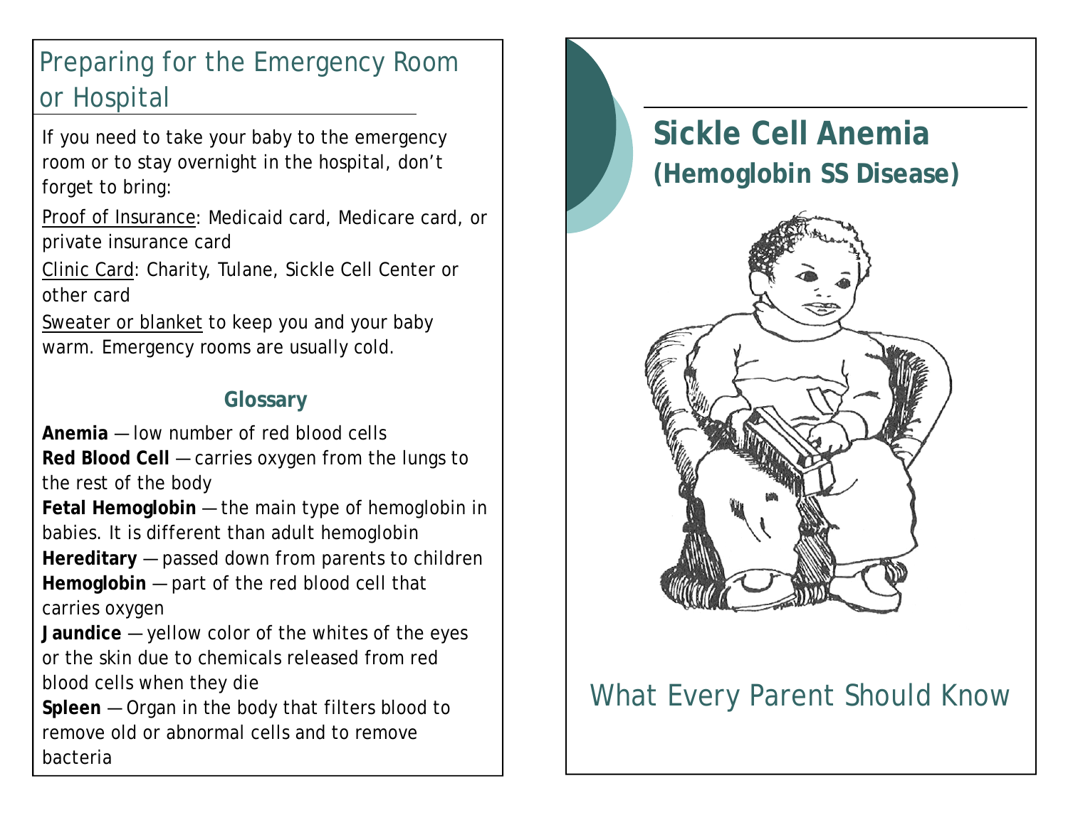## Preparing for the Emergency Room or Hospital

If you need to take your baby to the emergency room or to stay overnight in the hospital, don't forget to bring:

Proof of Insurance: Medicaid card, Medicare card, or private insurance card

Clinic Card: Charity, Tulane, Sickle Cell Center or other card

Sweater or blanket to keep you and your baby warm. Emergency rooms are usually cold.

### Glossary

**Anemia** — low number of red blood cells

**Red Blood Cell** — carries oxygen from the lungs to the rest of the body

**Fetal Hemoglobin** — the main type of hemoglobin in babies. It is different than adult hemoglobin

**Hereditary** — passed down from parents to children

**Hemoglobin** — part of the red blood cell that carries oxygen

**Jaundice** — yellow color of the whites of the eyes or the skin due to chemicals released from red blood cells when they die

**Spleen** — Organ in the body that filters blood to remove old or abnormal cells and to remove bacteria

# Sickle Cell Anemia

## (Hemoglobin SS Disease)

What Every Parent Should Know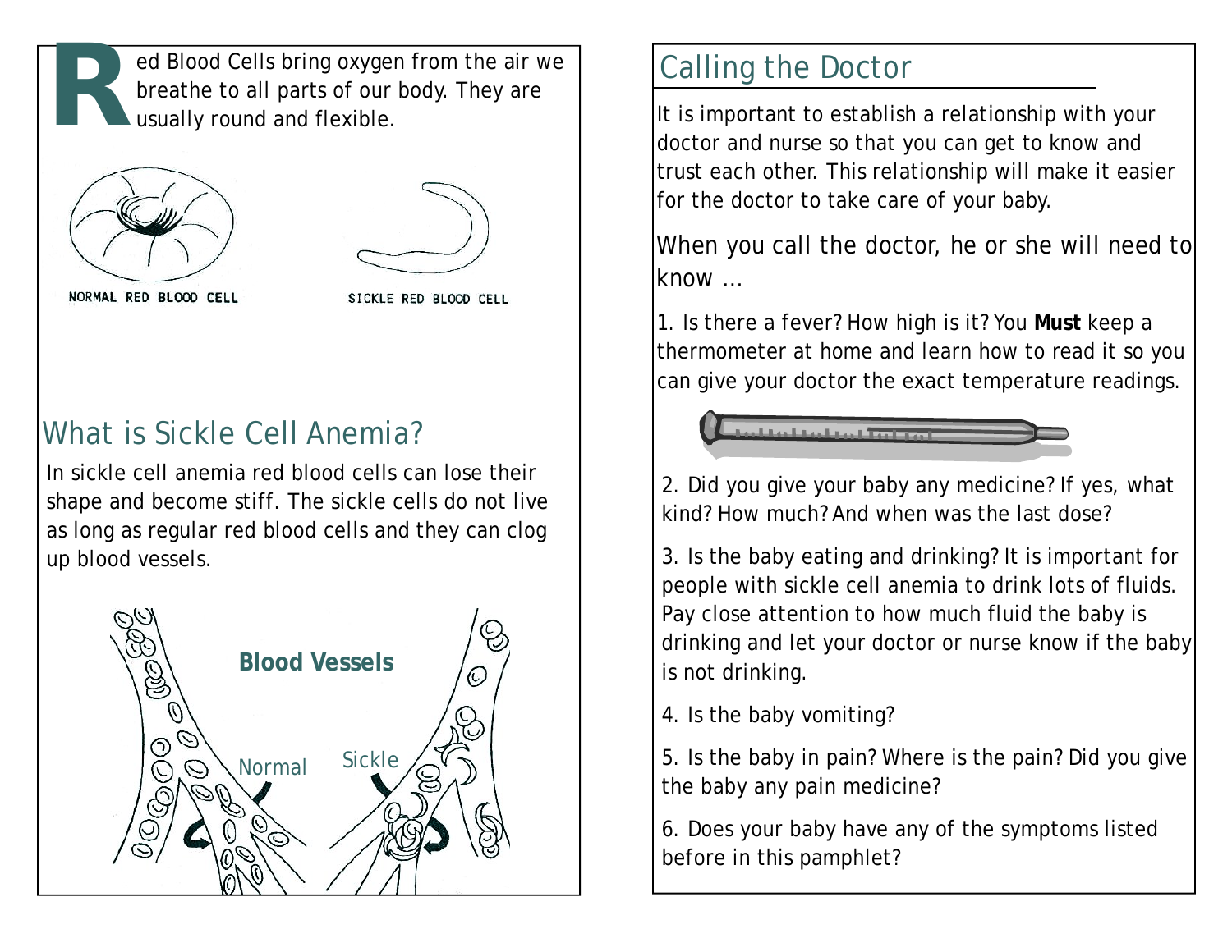Red Blood Cells bring oxygen from the air we breathe to all parts of our body. They are usually round and flexible.

NORMAL RED BLOOD CELL

SICKLE RED BLOOD CELL

## What is Sickle Cell Anemia?

In sickle cell anemia red blood cells can lose their shape and become stiff. The sickle cells do not live as long as regular red blood cells and they can clog up blood vessels.

**Blood Vessels**

Normal

Sickle

## Calling the Doctor

It is important to establish a relationship with your doctor and nurse so that you can get to know and trust each other. This relationship will make it easier for the doctor to take care of your baby.

When you call the doctor, he or she will need to know ...

1. Is there a fever? How high is it? You **Must** keep a thermometer at home and learn how to read it so you can give your doctor the exact temperature readings.

2. Did you give your baby any medicine? If yes, what kind? How much? And when was the last dose?

3. Is the baby eating and drinking? It is important for people with sickle cell anemia to drink lots of fluids. Pay close attention to how much fluid the baby is drinking and let your doctor or nurse know if the baby is not drinking.

4. Is the baby vomiting?

5. Is the baby in pain? Where is the pain? Did you give the baby any pain medicine?

6. Does your baby have any of the symptoms listed before in this pamphlet?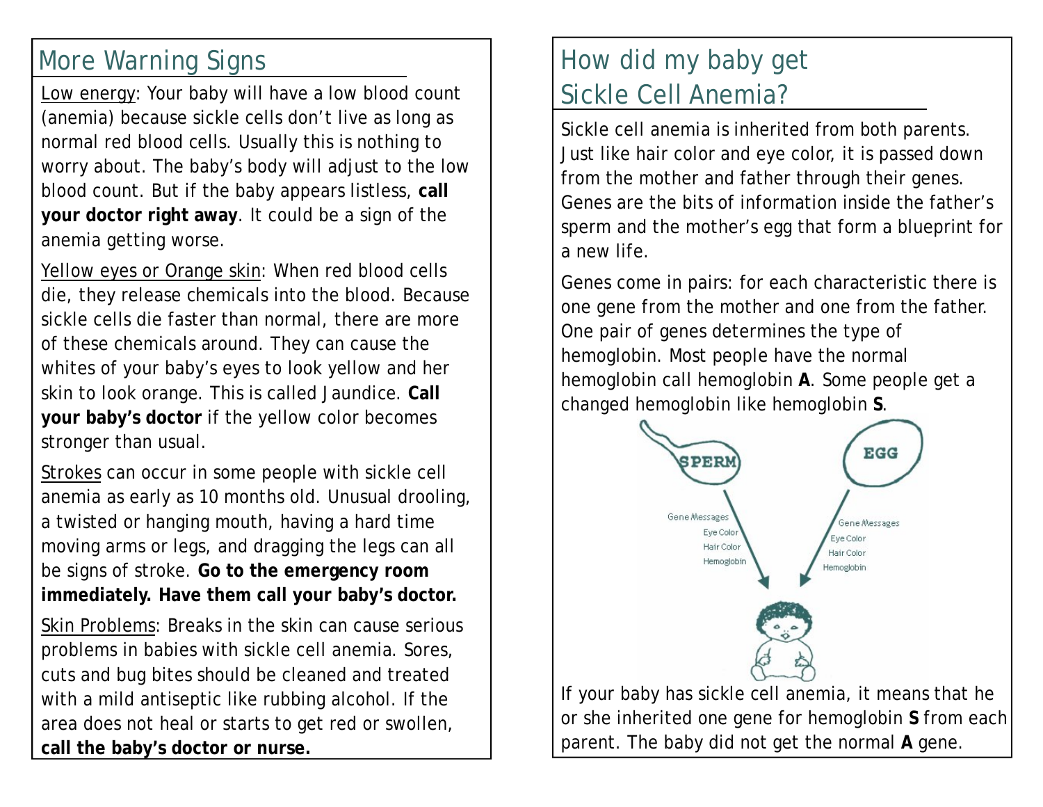## More Warning Signs

Low energy: Your baby will have a low blood count (anemia) because sickle cells don't live as long as normal red blood cells. Usually this is nothing to worry about. The baby's body will adjust to the low blood count. But if the baby appears listless, **call your doctor right away**. It could be a sign of the anemia getting worse.

Yellow eyes or Orange skin: When red blood cells die, they release chemicals into the blood. Because sickle cells die faster than normal, there are more of these chemicals around. They can cause the whites of your baby's eyes to look yellow and her skin to look orange. This is called Jaundice. **Call your baby's doctor** if the yellow color becomes stronger than usual.

Strokes can occur in some people with sickle cell anemia as early as 10 months old. Unusual drooling, a twisted or hanging mouth, having a hard time moving arms or legs, and dragging the legs can all be signs of stroke. **Go to the emergency room immediately. Have them call your baby's doctor.**

Skin Problems: Breaks in the skin can cause serious problems in babies with sickle cell anemia. Sores, cuts and bug bites should be cleaned and treated with a mild antiseptic like rubbing alcohol. If the area does not heal or starts to get red or swollen, **call the baby's doctor or nurse.**

## How did my baby get Sickle Cell Anemia?

Sickle cell anemia is inherited from both parents. Just like hair color and eye color, it is passed down from the mother and father through their genes. Genes are the bits of information inside the father's sperm and the mother's egg that form a blueprint for a new life.

Genes come in pairs: for each characteristic there is one gene from the mother and one from the father. One pair of genes determines the type of hemoglobin. Most people have the normal hemoglobin call hemoglobin **A**. Some people get a changed hemoglobin like hemoglobin **S**.

SPERM

Gene Messages
Eye Color
Hair Color
Hemoglobin

EGG

Gene Messages
Eye Color
Hair Color
Hemoglobin

If your baby has sickle cell anemia, it means that he or she inherited one gene for hemoglobin **S** from each parent. The baby did not get the normal **A** gene.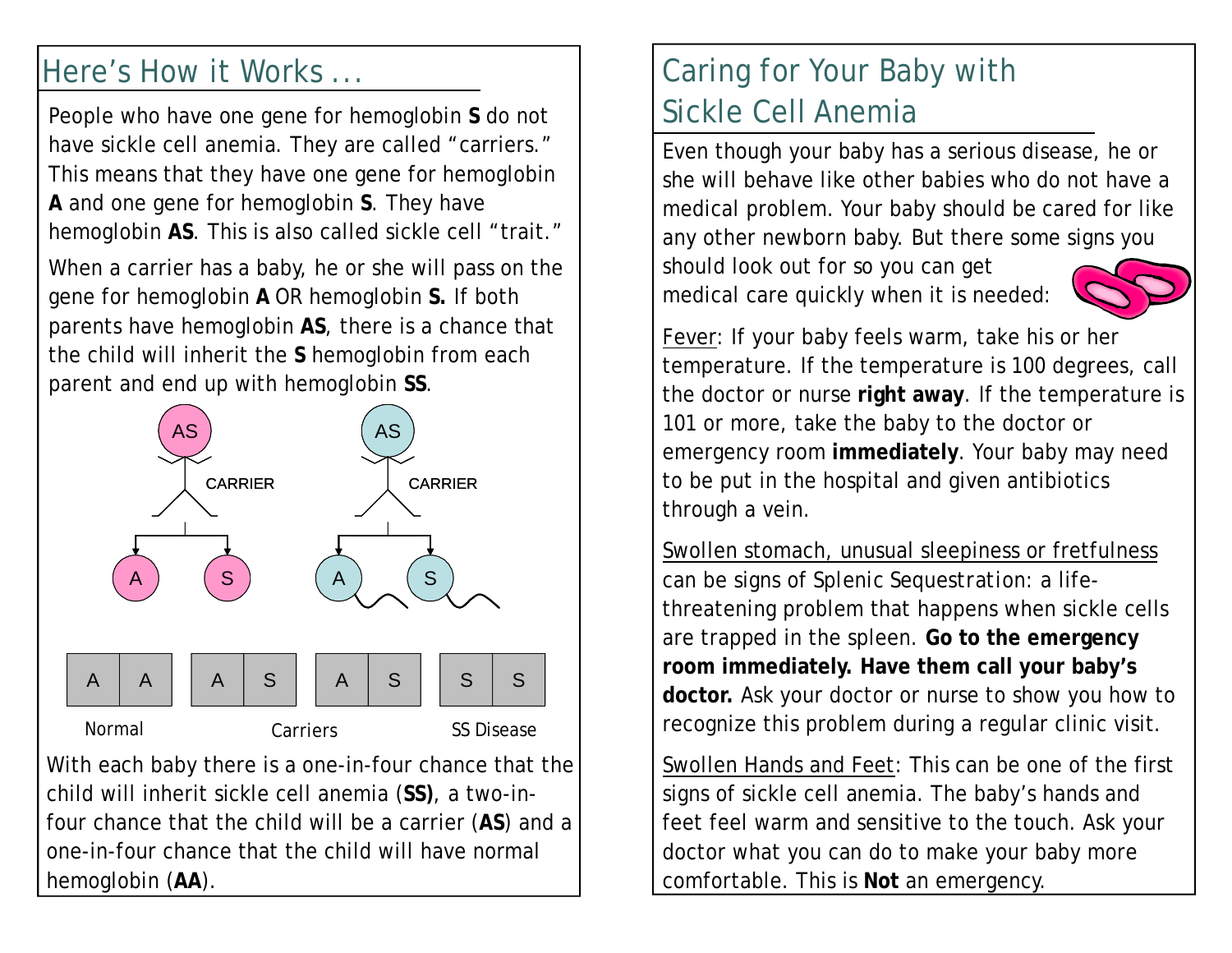## Here's How it Works ...

People who have one gene for hemoglobin **S** do not have sickle cell anemia. They are called "carriers." This means that they have one gene for hemoglobin **A** and one gene for hemoglobin **S**. They have hemoglobin **AS**. This is also called sickle cell "trait."

When a carrier has a baby, he or she will pass on the gene for hemoglobin **A** OR hemoglobin **S.** If both parents have hemoglobin **AS**, there is a chance that the child will inherit the **S** hemoglobin from each parent and end up with hemoglobin **SS**.

AS
CARRIER
A
S

AS
CARRIER
A
S

A A
Normal

A S
A S
Carriers

S S
SS Disease

With each baby there is a one-in-four chance that the child will inherit sickle cell anemia (**SS)**, a two-in-four chance that the child will be a carrier (**AS**) and a one-in-four chance that the child will have normal hemoglobin (**AA**).

## Caring for Your Baby with Sickle Cell Anemia

Even though your baby has a serious disease, he or she will behave like other babies who do not have a medical problem. Your baby should be cared for like any other newborn baby. But there some signs you should look out for so you can get medical care quickly when it is needed:

Fever: If your baby feels warm, take his or her temperature. If the temperature is 100 degrees, call the doctor or nurse **right away**. If the temperature is 101 or more, take the baby to the doctor or emergency room **immediately**. Your baby may need to be put in the hospital and given antibiotics through a vein.

Swollen stomach, unusual sleepiness or fretfulness can be signs of Splenic Sequestration: a life-threatening problem that happens when sickle cells are trapped in the spleen. **Go to the emergency room immediately. Have them call your baby's doctor.** Ask your doctor or nurse to show you how to recognize this problem during a regular clinic visit.

Swollen Hands and Feet: This can be one of the first signs of sickle cell anemia. The baby's hands and feet feel warm and sensitive to the touch. Ask your doctor what you can do to make your baby more comfortable. This is **Not** an emergency.